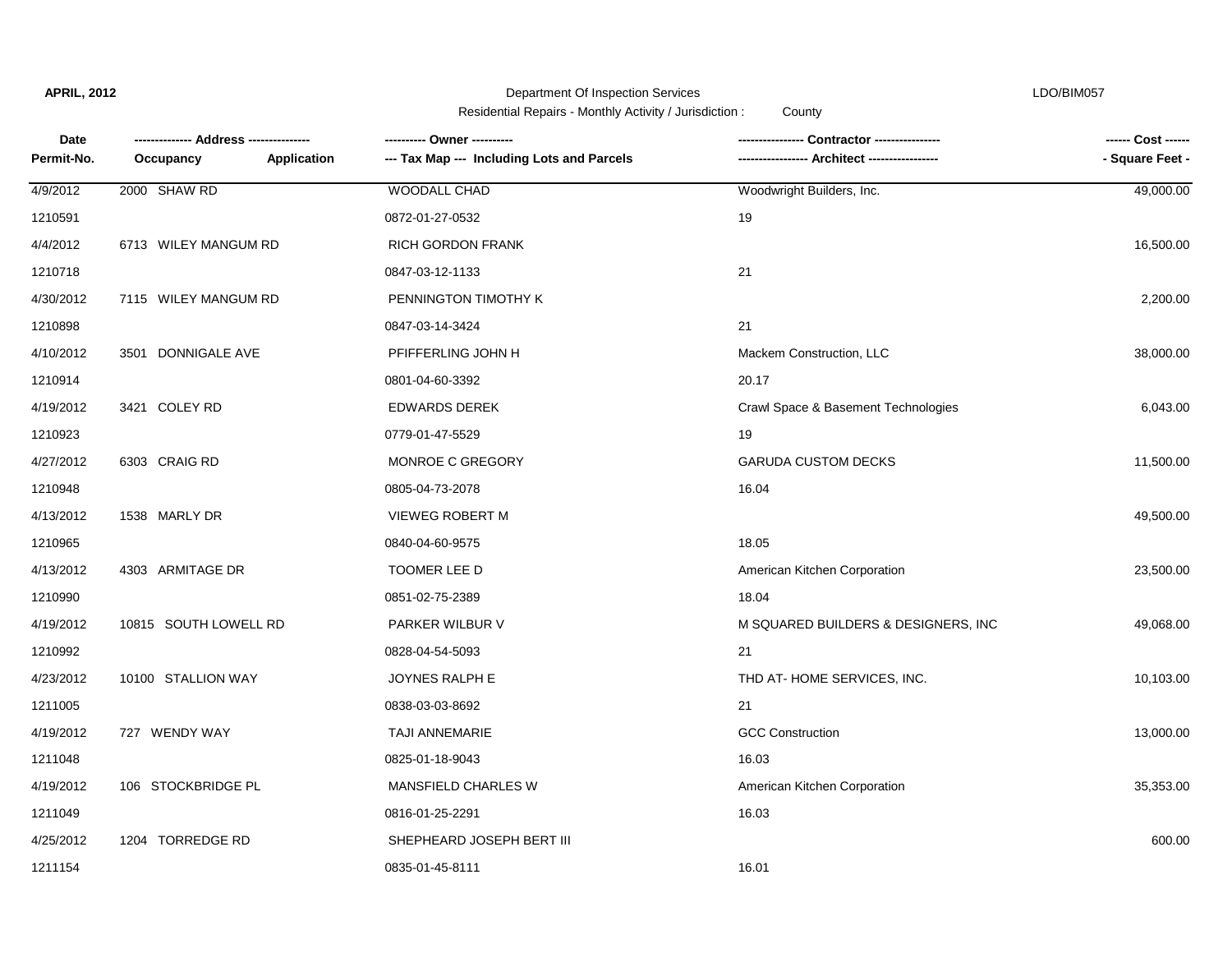**APRIL, 2012** Department Of Inspection Services LDO/BIM057

Residential Repairs - Monthly Activity / Jurisdiction : County

| Date<br>Permit-No. | ------------- Address --------------<br>Occupancy Application | ---------- Owner ----------<br>--- Tax Map --- Including Lots and Parcels | ---------------- Contractor ----------------<br>----------------- Architect ----------------- | ------ Cost ------<br>- Square Feet - |
|---|---|---|---|---|
| 4/9/2012 | 2000 SHAW RD | WOODALL CHAD | Woodwright Builders, Inc. | 49,000.00 |
| 1210591 | | 0872-01-27-0532 | 19 | |
| 4/4/2012 | 6713 WILEY MANGUM RD | RICH GORDON FRANK | | 16,500.00 |
| 1210718 | | 0847-03-12-1133 | 21 | |
| 4/30/2012 | 7115 WILEY MANGUM RD | PENNINGTON TIMOTHY K | | 2,200.00 |
| 1210898 | | 0847-03-14-3424 | 21 | |
| 4/10/2012 | 3501 DONNIGALE AVE | PFIFFERLING JOHN H | Mackem Construction, LLC | 38,000.00 |
| 1210914 | | 0801-04-60-3392 | 20.17 | |
| 4/19/2012 | 3421 COLEY RD | EDWARDS DEREK | Crawl Space & Basement Technologies | 6,043.00 |
| 1210923 | | 0779-01-47-5529 | 19 | |
| 4/27/2012 | 6303 CRAIG RD | MONROE C GREGORY | GARUDA CUSTOM DECKS | 11,500.00 |
| 1210948 | | 0805-04-73-2078 | 16.04 | |
| 4/13/2012 | 1538 MARLY DR | VIEWEG ROBERT M | | 49,500.00 |
| 1210965 | | 0840-04-60-9575 | 18.05 | |
| 4/13/2012 | 4303 ARMITAGE DR | TOOMER LEE D | American Kitchen Corporation | 23,500.00 |
| 1210990 | | 0851-02-75-2389 | 18.04 | |
| 4/19/2012 | 10815 SOUTH LOWELL RD | PARKER WILBUR V | M SQUARED BUILDERS & DESIGNERS, INC | 49,068.00 |
| 1210992 | | 0828-04-54-5093 | 21 | |
| 4/23/2012 | 10100 STALLION WAY | JOYNES RALPH E | THD AT- HOME SERVICES, INC. | 10,103.00 |
| 1211005 | | 0838-03-03-8692 | 21 | |
| 4/19/2012 | 727 WENDY WAY | TAJI ANNEMARIE | GCC Construction | 13,000.00 |
| 1211048 | | 0825-01-18-9043 | 16.03 | |
| 4/19/2012 | 106 STOCKBRIDGE PL | MANSFIELD CHARLES W | American Kitchen Corporation | 35,353.00 |
| 1211049 | | 0816-01-25-2291 | 16.03 | |
| 4/25/2012 | 1204 TORREDGE RD | SHEPHEARD JOSEPH BERT III | | 600.00 |
| 1211154 | | 0835-01-45-8111 | 16.01 | |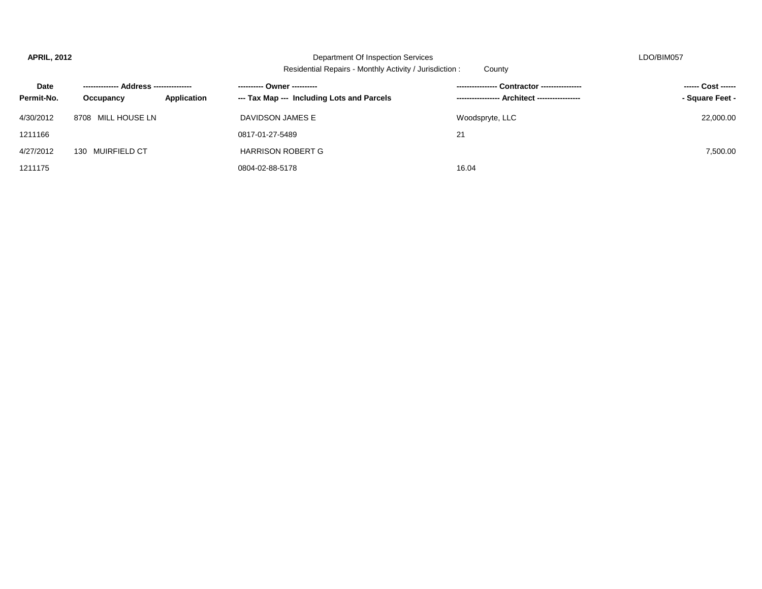**APRIL, 2012**

Department Of Inspection Services

Residential Repairs - Monthly Activity / Jurisdiction : County

LDO/BIM057

| Date<br>Permit-No. | -------------- Address ---------------<br>Occupancy | <br>Application | ---------- Owner ----------<br>--- Tax Map --- Including Lots and Parcels | ---------------- Contractor ----------------<br>----------------- Architect ----------------- | ------ Cost ------<br>- Square Feet - |
|---|---|---|---|---|---|
| 4/30/2012 | 8708 MILL HOUSE LN | | DAVIDSON JAMES E | Woodspryte, LLC | 22,000.00 |
| 1211166 | | | 0817-01-27-5489 | 21 | |
| 4/27/2012 | 130 MUIRFIELD CT | | HARRISON ROBERT G | | 7,500.00 |
| 1211175 | | | 0804-02-88-5178 | 16.04 | |